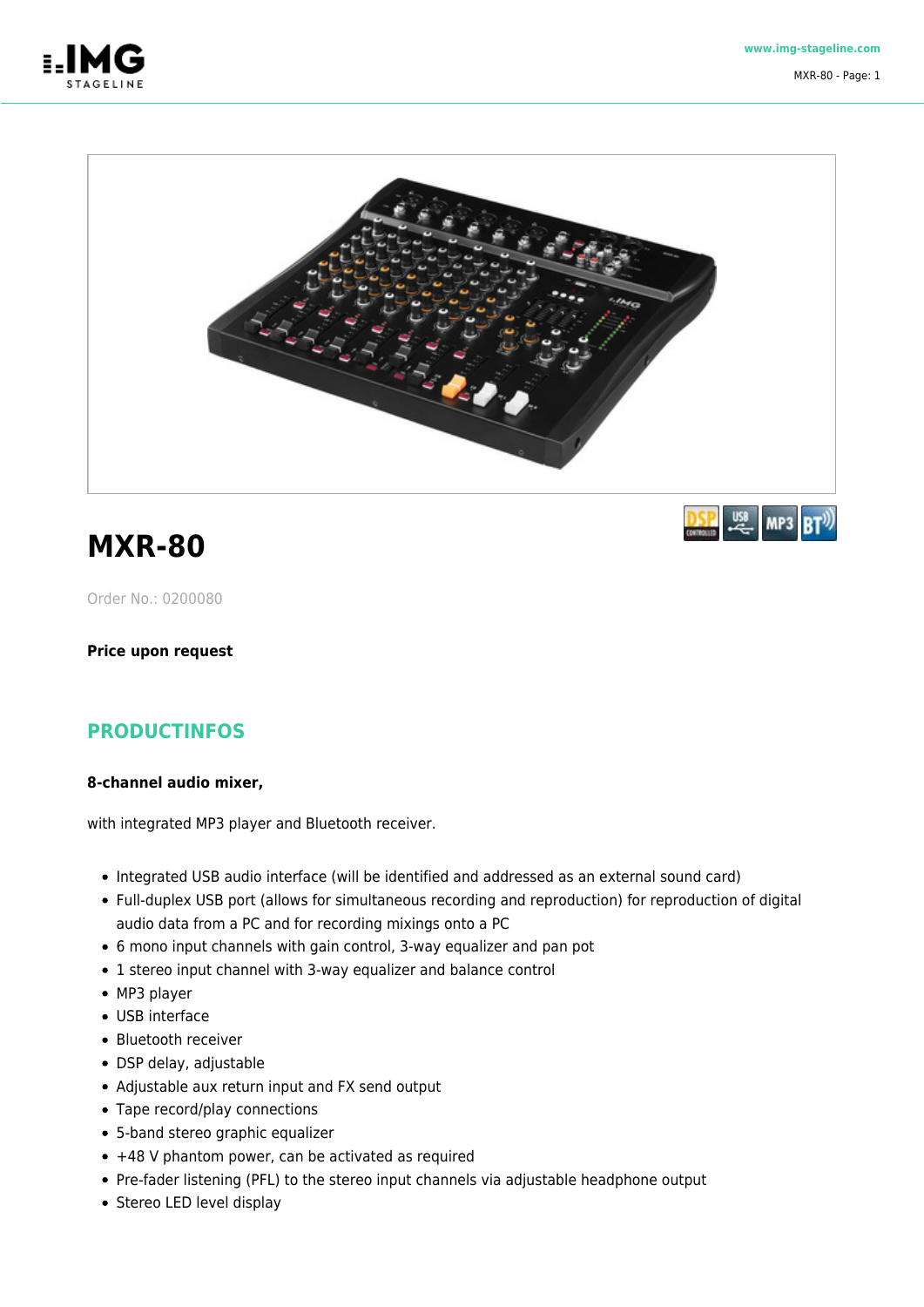# MXR-80

Order No.: 0200080

**Price upon request**

## PRODUCTINFOS

**8-channel audio mixer,**

with integrated MP3 player and Bluetooth receiver.

- Integrated USB audio interface (will be identified and addressed as an external sound card)
- Full-duplex USB port (allows for simultaneous recording and reproduction) for reproduction of digital audio data from a PC and for recording mixings onto a PC
- 6 mono input channels with gain control, 3-way equalizer and pan pot
- 1 stereo input channel with 3-way equalizer and balance control
- MP3 player
- USB interface
- Bluetooth receiver
- DSP delay, adjustable
- Adjustable aux return input and FX send output
- Tape record/play connections
- 5-band stereo graphic equalizer
- +48 V phantom power, can be activated as required
- Pre-fader listening (PFL) to the stereo input channels via adjustable headphone output
- Stereo LED level display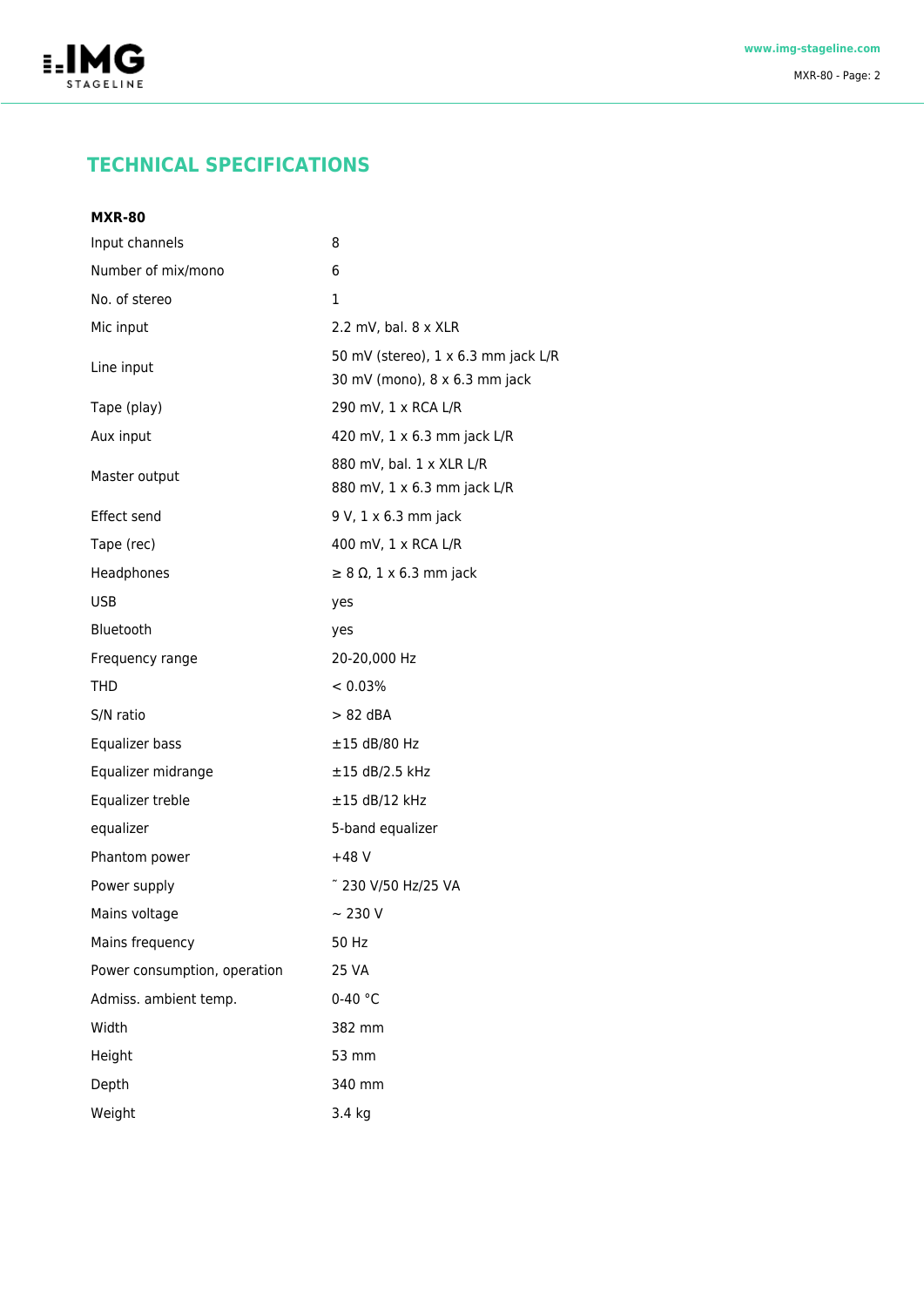# TECHNICAL SPECIFICATIONS

| **MXR-80** | |
|---|---|
| Input channels | 8 |
| Number of mix/mono | 6 |
| No. of stereo | 1 |
| Mic input | 2.2 mV, bal. 8 x XLR |
| Line input | 50 mV (stereo), 1 x 6.3 mm jack L/R<br>30 mV (mono), 8 x 6.3 mm jack |
| Tape (play) | 290 mV, 1 x RCA L/R |
| Aux input | 420 mV, 1 x 6.3 mm jack L/R |
| Master output | 880 mV, bal. 1 x XLR L/R<br>880 mV, 1 x 6.3 mm jack L/R |
| Effect send | 9 V, 1 x 6.3 mm jack |
| Tape (rec) | 400 mV, 1 x RCA L/R |
| Headphones | ≥ 8 Ω, 1 x 6.3 mm jack |
| USB | yes |
| Bluetooth | yes |
| Frequency range | 20-20,000 Hz |
| THD | < 0.03% |
| S/N ratio | > 82 dBA |
| Equalizer bass | ±15 dB/80 Hz |
| Equalizer midrange | ±15 dB/2.5 kHz |
| Equalizer treble | ±15 dB/12 kHz |
| equalizer | 5-band equalizer |
| Phantom power | +48 V |
| Power supply | ˜ 230 V/50 Hz/25 VA |
| Mains voltage | ~ 230 V |
| Mains frequency | 50 Hz |
| Power consumption, operation | 25 VA |
| Admiss. ambient temp. | 0-40 °C |
| Width | 382 mm |
| Height | 53 mm |
| Depth | 340 mm |
| Weight | 3.4 kg |